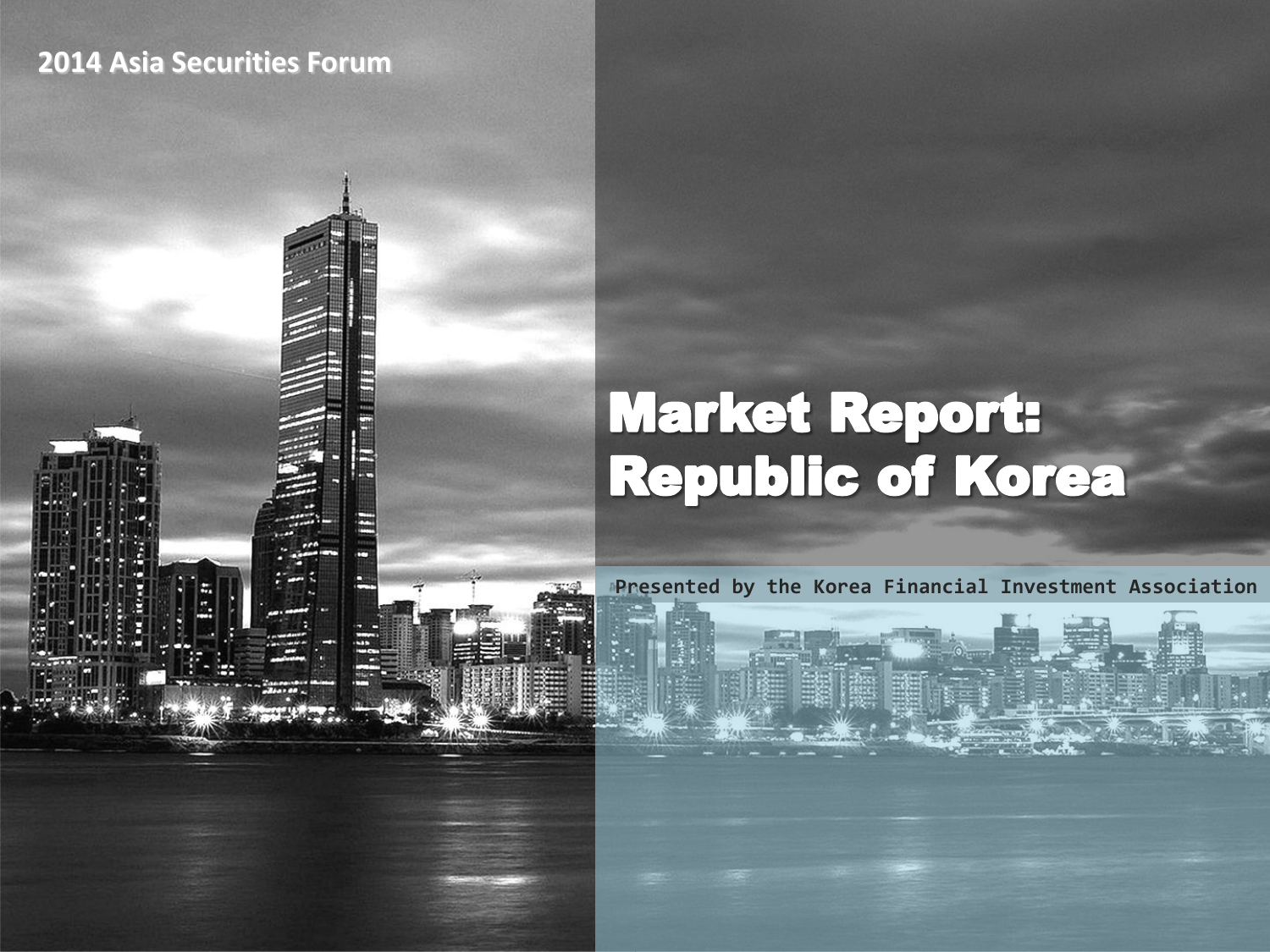2014 Asia Securities Forum

# Market Report: Republic of Korea

Presented by the Korea Financial Investment Association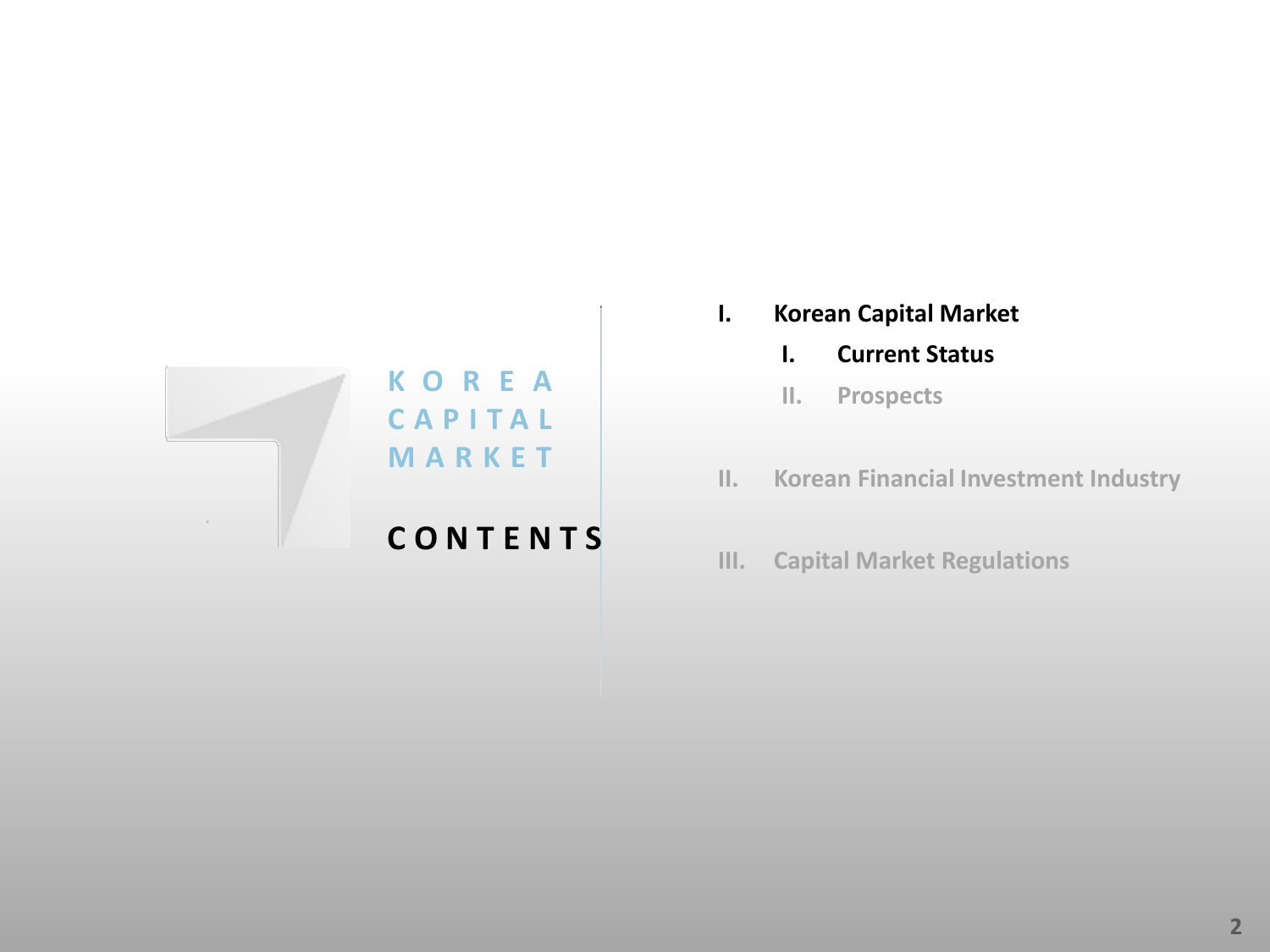KOREA CAPITAL MARKET

# CONTENTS

I. Korean Capital Market
   I. Current Status
   II. Prospects

II. Korean Financial Investment Industry

III. Capital Market Regulations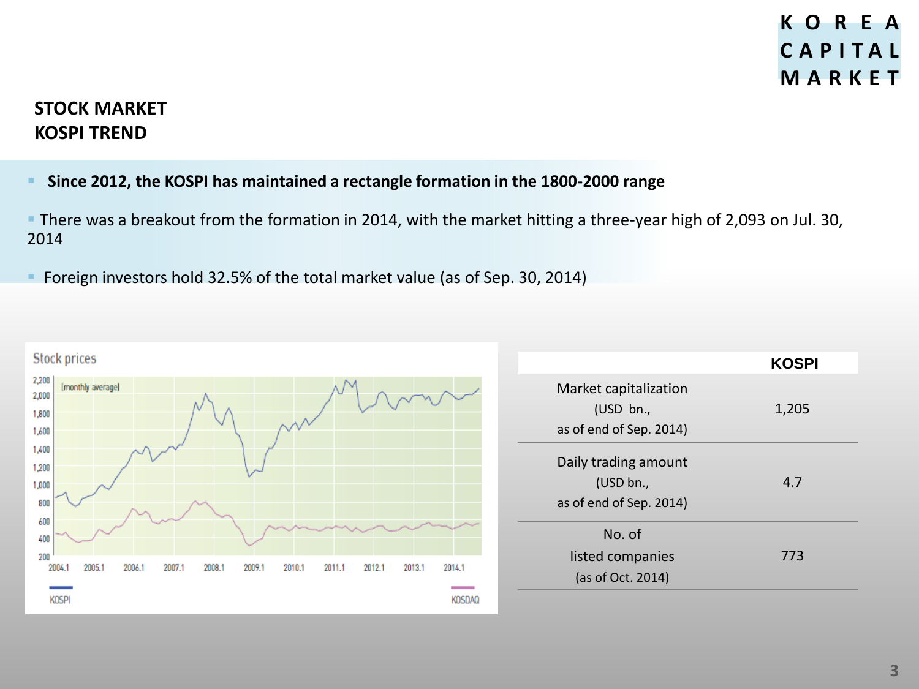## STOCK MARKET
## KOSPI TREND

- **Since 2012, the KOSPI has maintained a rectangle formation in the 1800-2000 range**
- There was a breakout from the formation in 2014, with the market hitting a three-year high of 2,093 on Jul. 30, 2014
- Foreign investors hold 32.5% of the total market value (as of Sep. 30, 2014)

Stock prices

(monthly average)

KOSPI　KOSDAQ

| | KOSPI |
|---|---|
| Market capitalization (USD bn., as of end of Sep. 2014) | 1,205 |
| Daily trading amount (USD bn., as of end of Sep. 2014) | 4.7 |
| No. of listed companies (as of Oct. 2014) | 773 |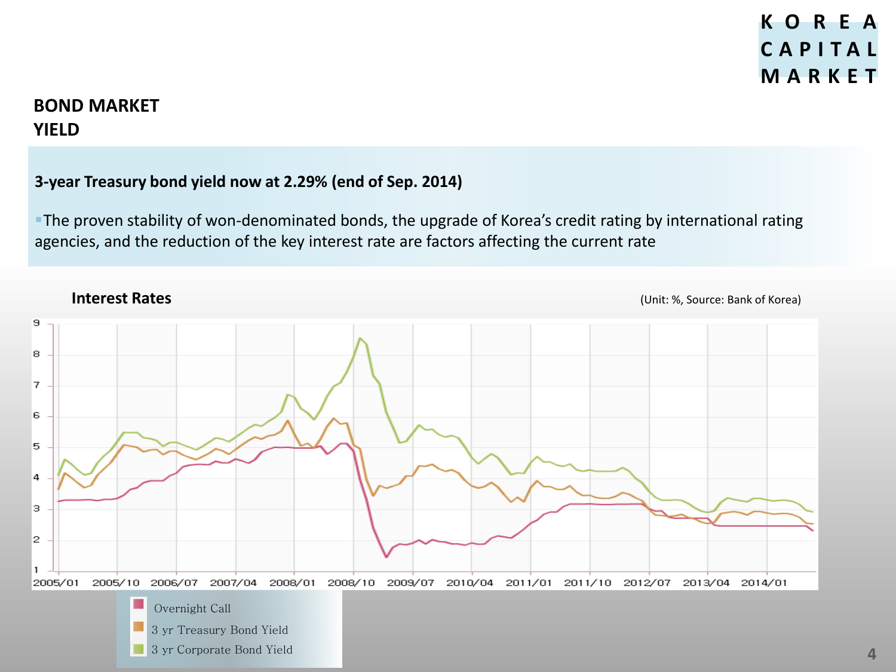# BOND MARKET YIELD

**3-year Treasury bond yield now at 2.29% (end of Sep. 2014)**

- The proven stability of won-denominated bonds, the upgrade of Korea's credit rating by international rating agencies, and the reduction of the key interest rate are factors affecting the current rate

**Interest Rates**

(Unit: %, Source: Bank of Korea)

Overnight Call
3 yr Treasury Bond Yield
3 yr Corporate Bond Yield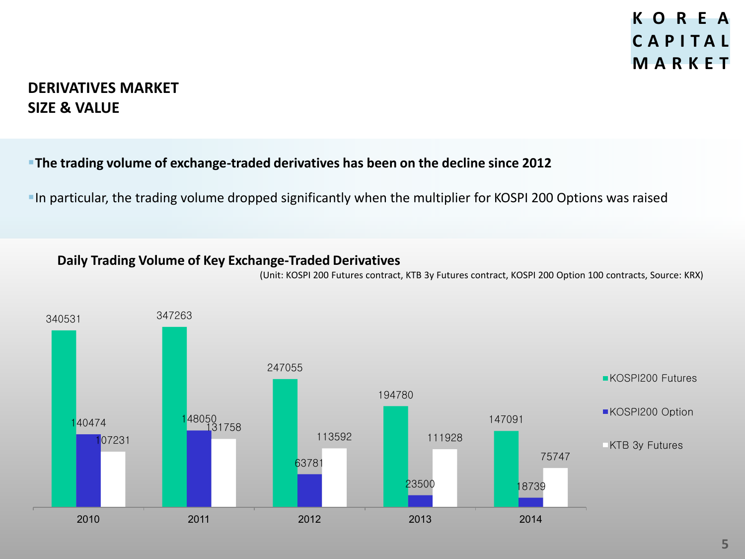KOREA CAPITAL MARKET

## DERIVATIVES MARKET SIZE & VALUE

- **The trading volume of exchange-traded derivatives has been on the decline since 2012**
- In particular, the trading volume dropped significantly when the multiplier for KOSPI 200 Options was raised

### Daily Trading Volume of Key Exchange-Traded Derivatives

(Unit: KOSPI 200 Futures contract, KTB 3y Futures contract, KOSPI 200 Option 100 contracts, Source: KRX)

| | KOSPI200 Futures | KOSPI200 Option | KTB 3y Futures |
|---|---|---|---|
| 2010 | 340531 | 140474 | 107231 |
| 2011 | 347263 | 148050 | 131758 |
| 2012 | 247055 | 63781 | 113592 |
| 2013 | 194780 | 23500 | 111928 |
| 2014 | 147091 | 18739 | 75747 |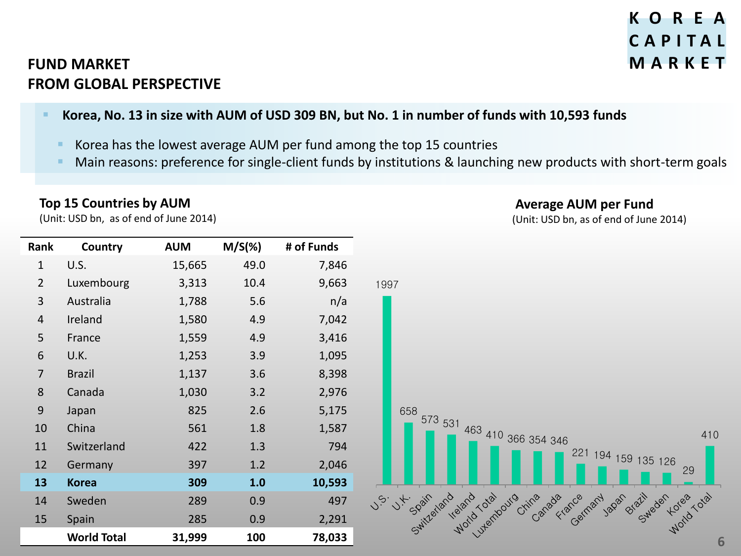## FUND MARKET FROM GLOBAL PERSPECTIVE

- **Korea, No. 13 in size with AUM of USD 309 BN, but No. 1 in number of funds with 10,593 funds**
  - Korea has the lowest average AUM per fund among the top 15 countries
  - Main reasons: preference for single-client funds by institutions & launching new products with short-term goals

**Top 15 Countries by AUM**

(Unit: USD bn, as of end of June 2014)

| Rank | Country | AUM | M/S(%) | # of Funds |
|---|---|---|---|---|
| 1 | U.S. | 15,665 | 49.0 | 7,846 |
| 2 | Luxembourg | 3,313 | 10.4 | 9,663 |
| 3 | Australia | 1,788 | 5.6 | n/a |
| 4 | Ireland | 1,580 | 4.9 | 7,042 |
| 5 | France | 1,559 | 4.9 | 3,416 |
| 6 | U.K. | 1,253 | 3.9 | 1,095 |
| 7 | Brazil | 1,137 | 3.6 | 8,398 |
| 8 | Canada | 1,030 | 3.2 | 2,976 |
| 9 | Japan | 825 | 2.6 | 5,175 |
| 10 | China | 561 | 1.8 | 1,587 |
| 11 | Switzerland | 422 | 1.3 | 794 |
| 12 | Germany | 397 | 1.2 | 2,046 |
| **13** | **Korea** | **309** | **1.0** | **10,593** |
| 14 | Sweden | 289 | 0.9 | 497 |
| 15 | Spain | 285 | 0.9 | 2,291 |
| | **World Total** | **31,999** | **100** | **78,033** |

**Average AUM per Fund**

(Unit: USD bn, as of end of June 2014)

| Country | Average AUM per Fund |
|---|---|
| U.S. | 1997 |
| U.K. | 658 |
| Spain | 573 |
| Switzerland | 531 |
| Ireland | 463 |
| World Total | 410 |
| Luxembourg | 366 |
| China | 354 |
| Canada | 346 |
| France | 221 |
| Germany | 194 |
| Japan | 159 |
| Brazil | 135 |
| Sweden | 126 |
| Korea | 29 |
| World Total | 410 |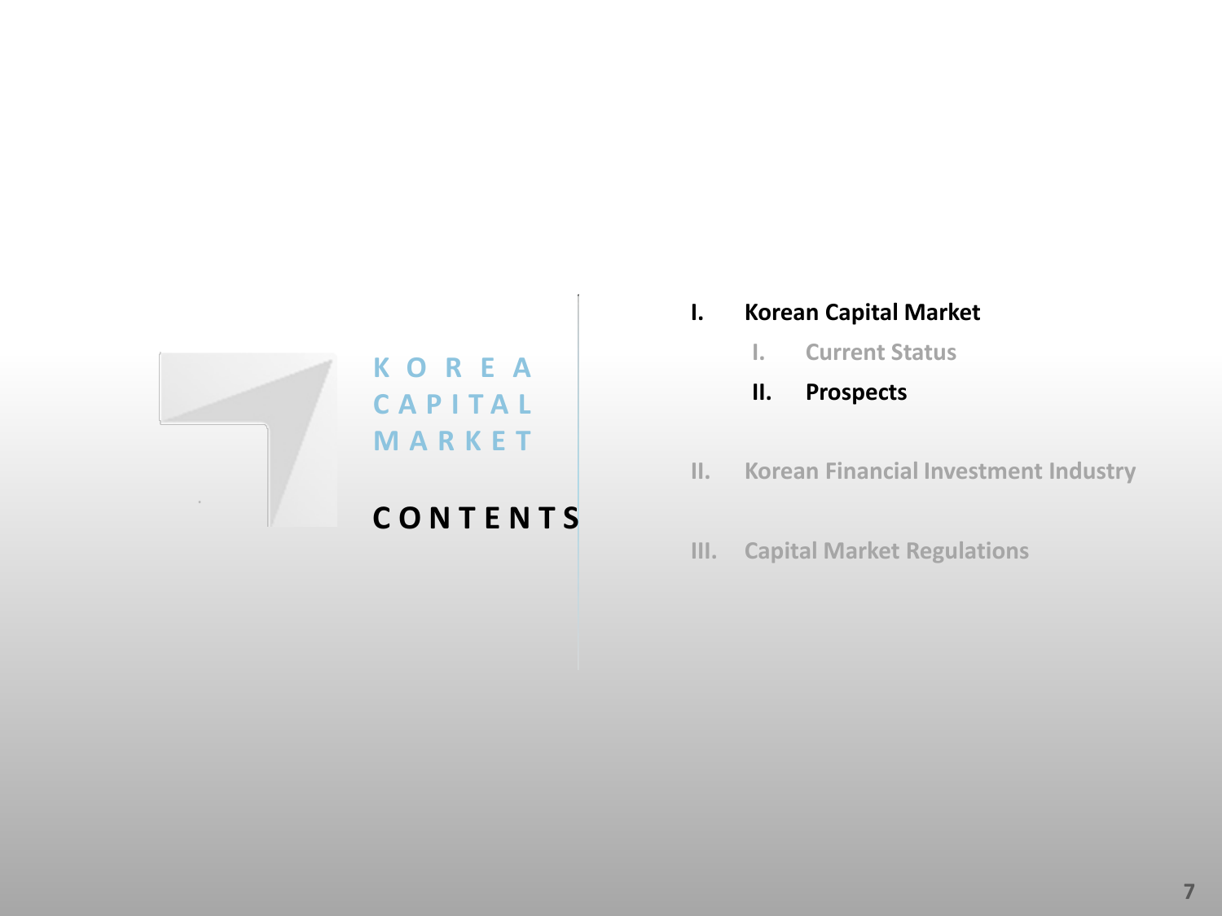KOREA CAPITAL MARKET

# CONTENTS

I. **Korean Capital Market**
   - I. Current Status
   - II. **Prospects**

II. Korean Financial Investment Industry

III. Capital Market Regulations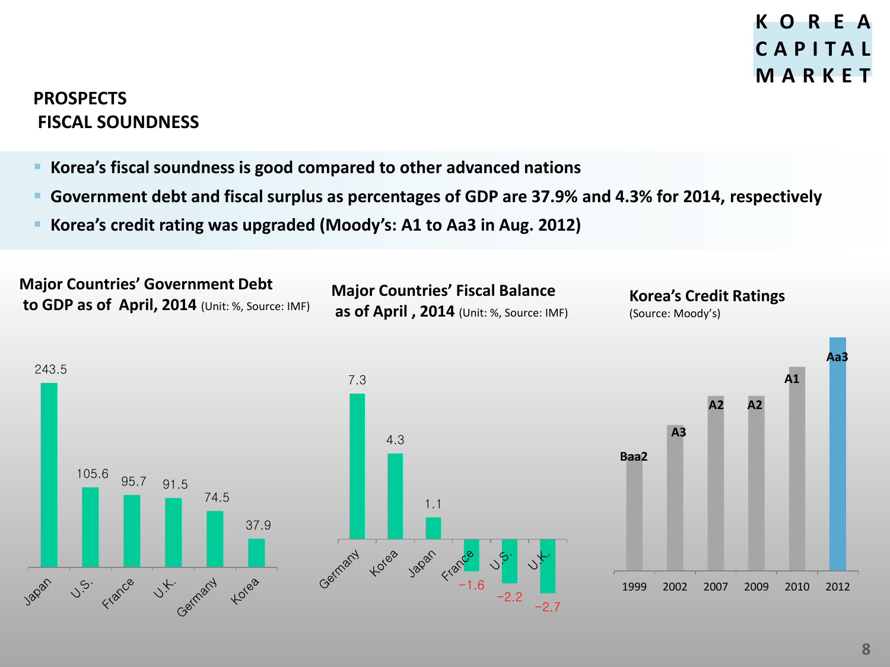## PROSPECTS
## FISCAL SOUNDNESS

- **Korea's fiscal soundness is good compared to other advanced nations**
- **Government debt and fiscal surplus as percentages of GDP are 37.9% and 4.3% for 2014, respectively**
- **Korea's credit rating was upgraded (Moody's: A1 to Aa3 in Aug. 2012)**

**Major Countries' Government Debt to GDP as of April, 2014** (Unit: %, Source: IMF)

| Country | Value |
|---|---|
| Japan | 243.5 |
| U.S. | 105.6 |
| France | 95.7 |
| U.K. | 91.5 |
| Germany | 74.5 |
| Korea | 37.9 |

**Major Countries' Fiscal Balance as of April, 2014** (Unit: %, Source: IMF)

| Country | Value |
|---|---|
| Germany | 7.3 |
| Korea | 4.3 |
| Japan | 1.1 |
| France | −1.6 |
| U.S. | −2.2 |
| U.K. | −2.7 |

**Korea's Credit Ratings** (Source: Moody's)

| Year | Rating |
|---|---|
| 1999 | Baa2 |
| 2002 | A3 |
| 2007 | A2 |
| 2009 | A2 |
| 2010 | A1 |
| 2012 | Aa3 |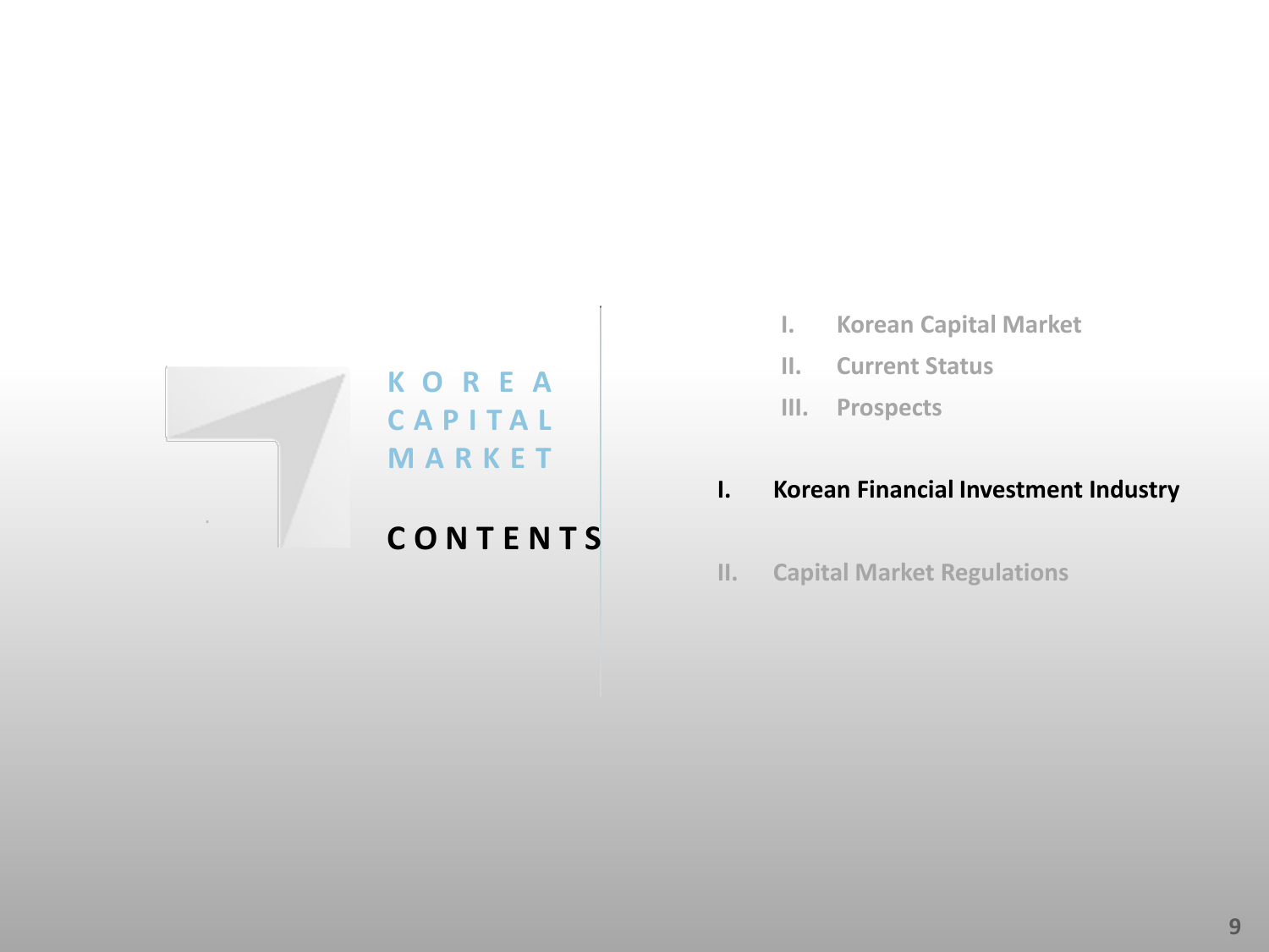KOREA CAPITAL MARKET

# CONTENTS

- I. Korean Capital Market
- II. Current Status
- III. Prospects

**I. Korean Financial Investment Industry**

II. Capital Market Regulations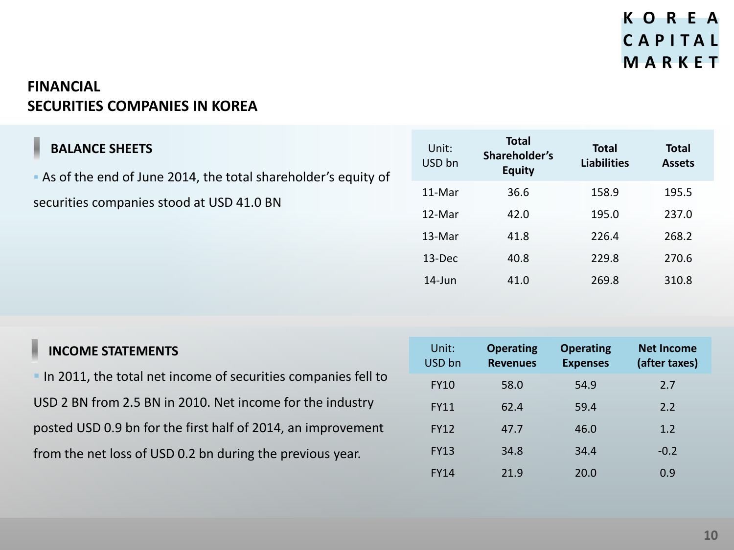# FINANCIAL
# SECURITIES COMPANIES IN KOREA

## BALANCE SHEETS

- As of the end of June 2014, the total shareholder's equity of securities companies stood at USD 41.0 BN

| Unit: USD bn | Total Shareholder's Equity | Total Liabilities | Total Assets |
|---|---|---|---|
| 11-Mar | 36.6 | 158.9 | 195.5 |
| 12-Mar | 42.0 | 195.0 | 237.0 |
| 13-Mar | 41.8 | 226.4 | 268.2 |
| 13-Dec | 40.8 | 229.8 | 270.6 |
| 14-Jun | 41.0 | 269.8 | 310.8 |

## INCOME STATEMENTS

- In 2011, the total net income of securities companies fell to USD 2 BN from 2.5 BN in 2010. Net income for the industry posted USD 0.9 bn for the first half of 2014, an improvement from the net loss of USD 0.2 bn during the previous year.

| Unit: USD bn | Operating Revenues | Operating Expenses | Net Income (after taxes) |
|---|---|---|---|
| FY10 | 58.0 | 54.9 | 2.7 |
| FY11 | 62.4 | 59.4 | 2.2 |
| FY12 | 47.7 | 46.0 | 1.2 |
| FY13 | 34.8 | 34.4 | -0.2 |
| FY14 | 21.9 | 20.0 | 0.9 |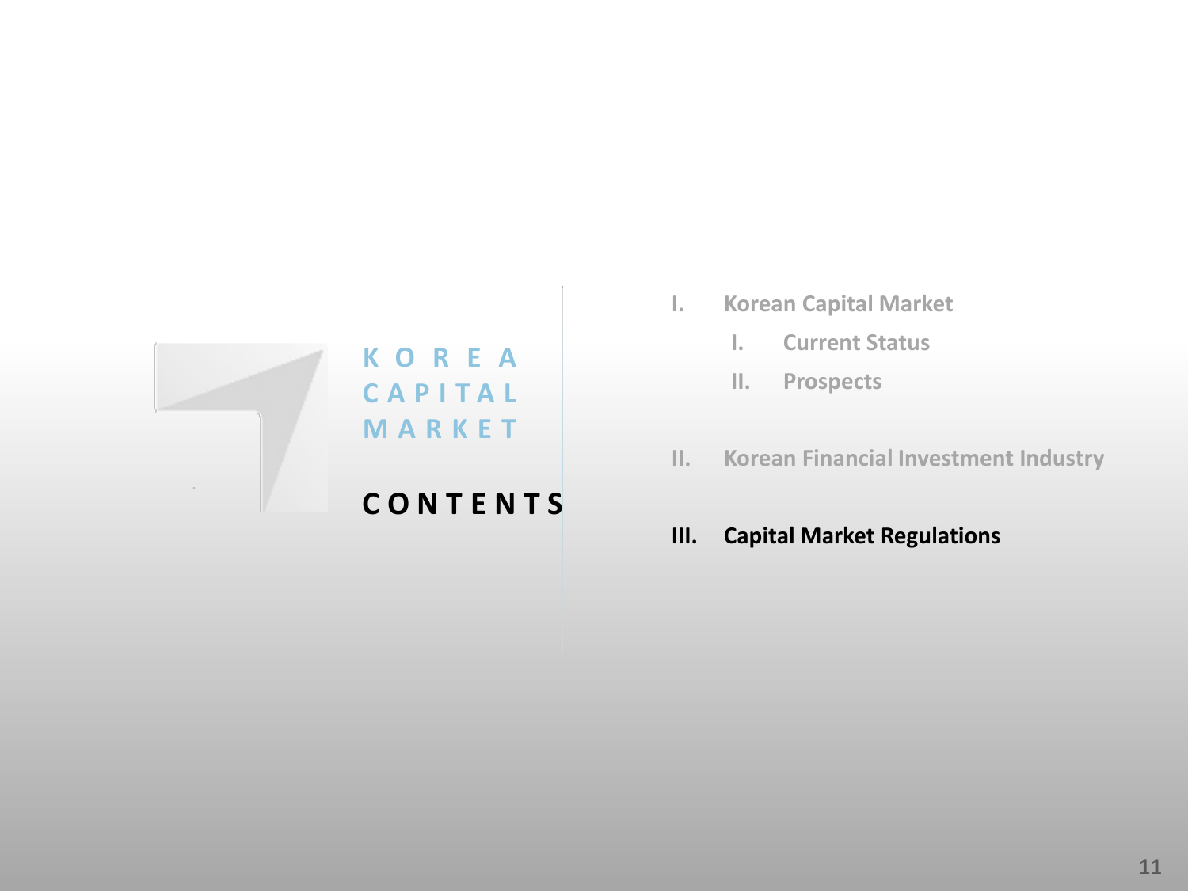KOREA CAPITAL MARKET

# CONTENTS

- I. Korean Capital Market
  - I. Current Status
  - II. Prospects
- II. Korean Financial Investment Industry
- **III. Capital Market Regulations**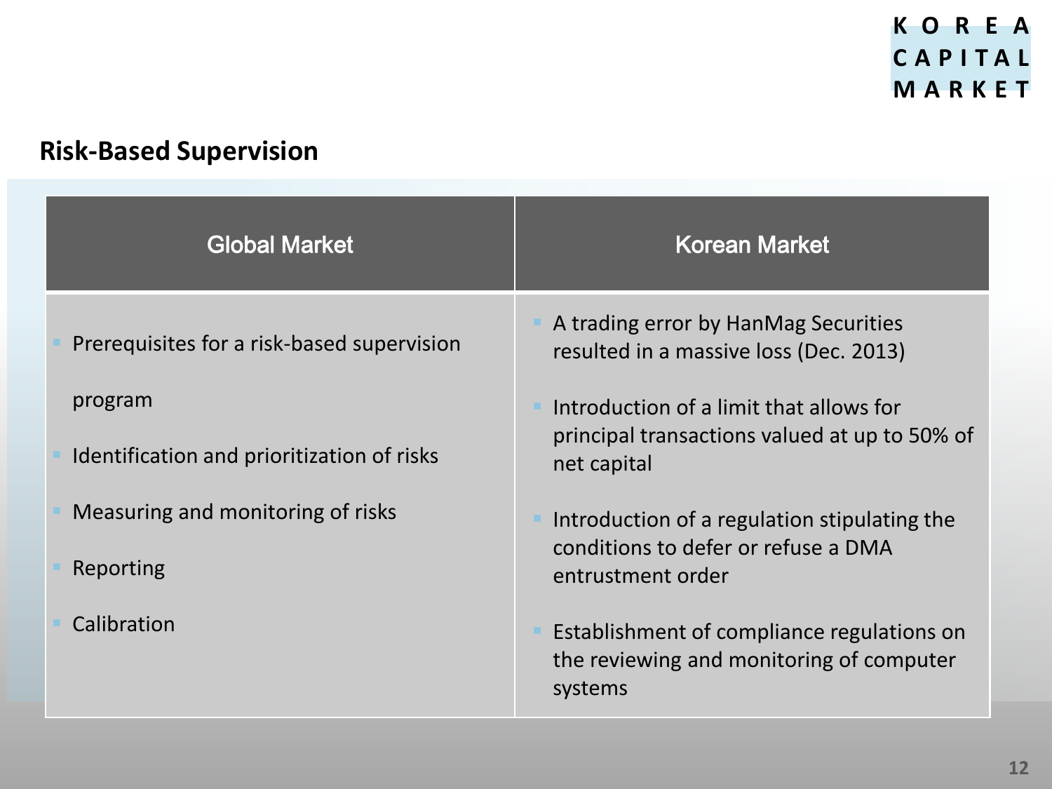## Risk-Based Supervision

| Global Market | Korean Market |
|---|---|
| ▪ Prerequisites for a risk-based supervision program<br>▪ Identification and prioritization of risks<br>▪ Measuring and monitoring of risks<br>▪ Reporting<br>▪ Calibration | ▪ A trading error by HanMag Securities resulted in a massive loss (Dec. 2013)<br>▪ Introduction of a limit that allows for principal transactions valued at up to 50% of net capital<br>▪ Introduction of a regulation stipulating the conditions to defer or refuse a DMA entrustment order<br>▪ Establishment of compliance regulations on the reviewing and monitoring of computer systems |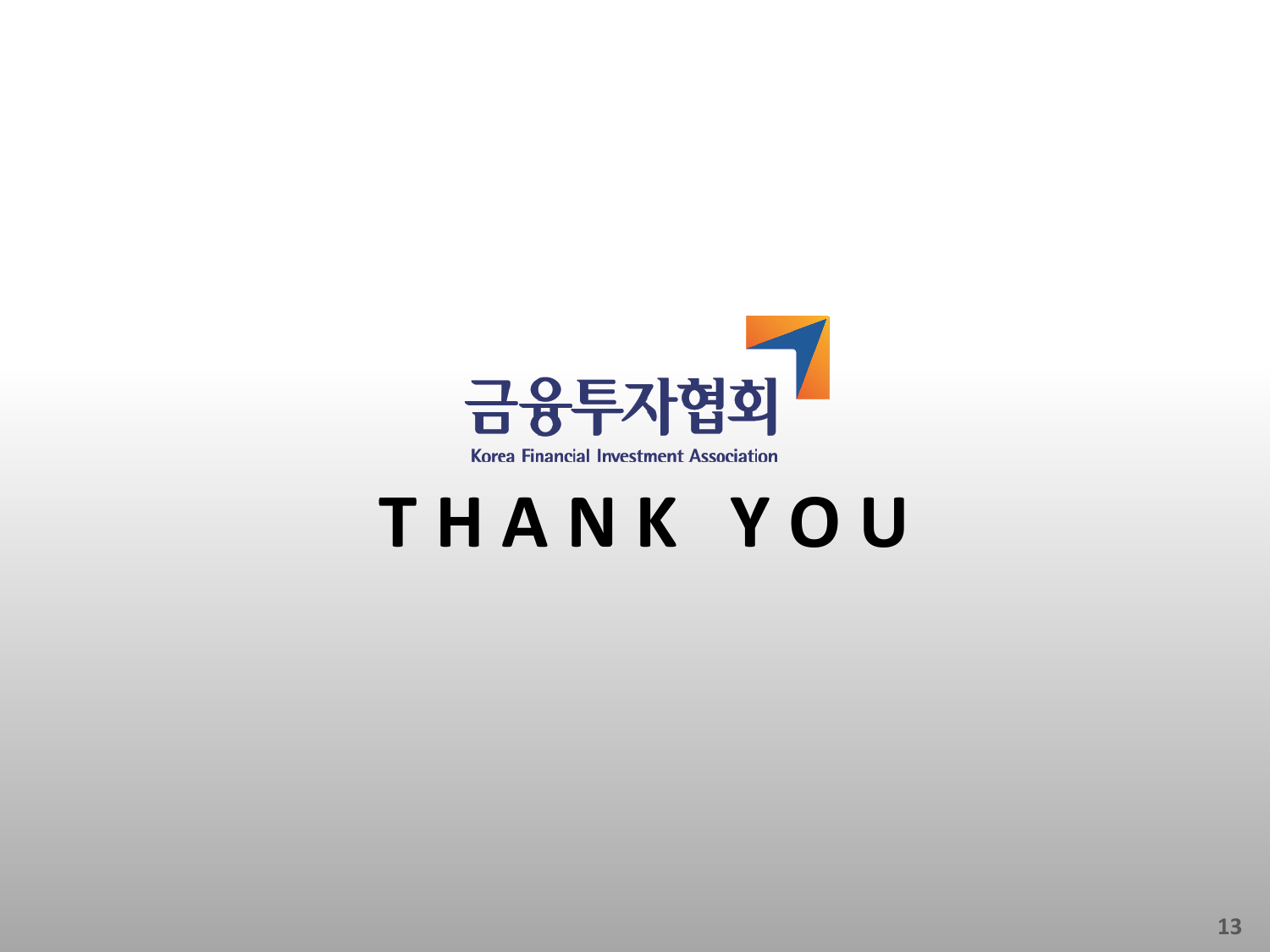금융투자협회

Korea Financial Investment Association

# THANK YOU